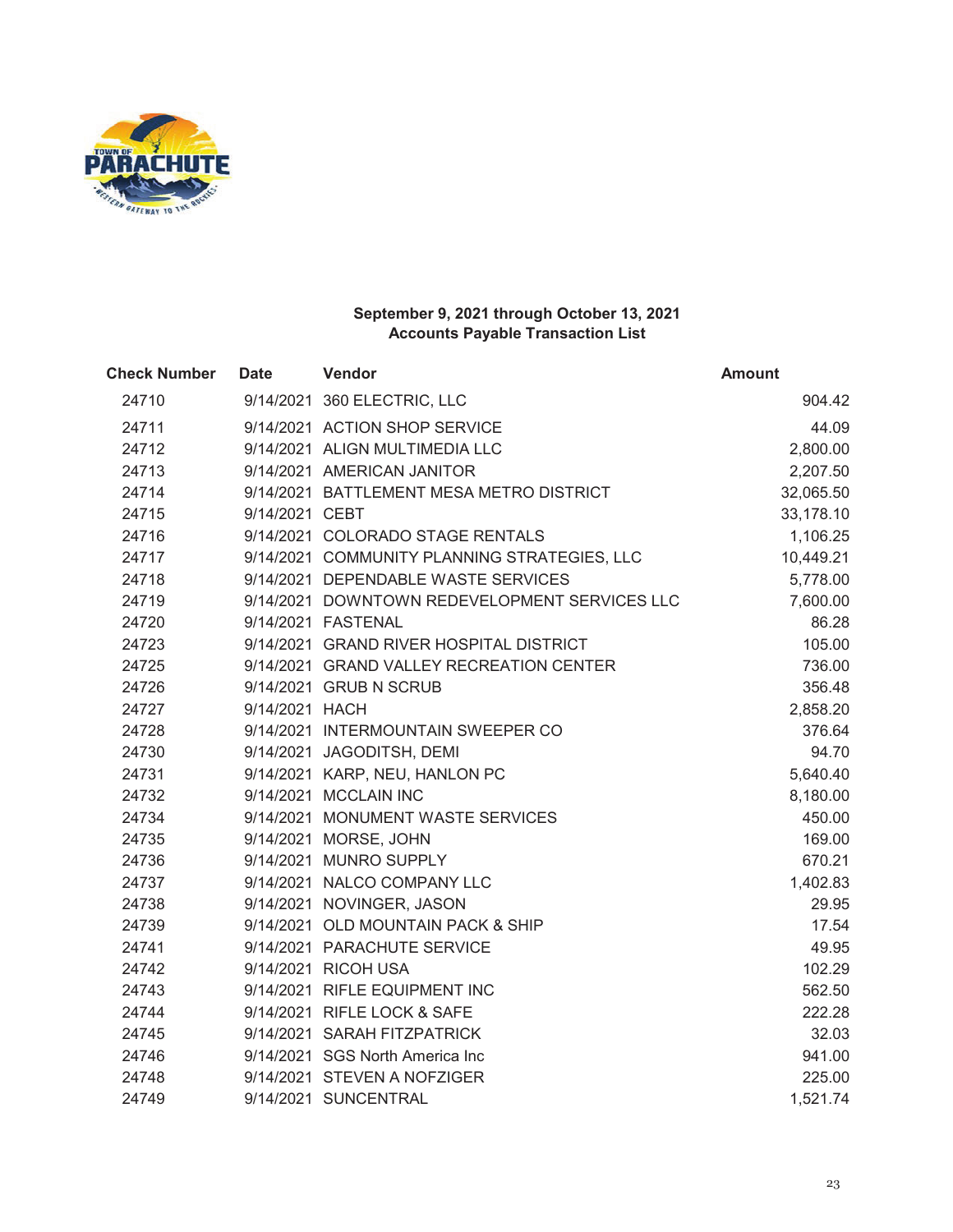**September 9, 2021 through October 13, 2021**
**Accounts Payable Transaction List**

| Check Number | Date | Vendor | Amount |
|---|---|---|---|
| 24710 | 9/14/2021 | 360 ELECTRIC, LLC | 904.42 |
| 24711 | 9/14/2021 | ACTION SHOP SERVICE | 44.09 |
| 24712 | 9/14/2021 | ALIGN MULTIMEDIA LLC | 2,800.00 |
| 24713 | 9/14/2021 | AMERICAN JANITOR | 2,207.50 |
| 24714 | 9/14/2021 | BATTLEMENT MESA METRO DISTRICT | 32,065.50 |
| 24715 | 9/14/2021 | CEBT | 33,178.10 |
| 24716 | 9/14/2021 | COLORADO STAGE RENTALS | 1,106.25 |
| 24717 | 9/14/2021 | COMMUNITY PLANNING STRATEGIES, LLC | 10,449.21 |
| 24718 | 9/14/2021 | DEPENDABLE WASTE SERVICES | 5,778.00 |
| 24719 | 9/14/2021 | DOWNTOWN REDEVELOPMENT SERVICES LLC | 7,600.00 |
| 24720 | 9/14/2021 | FASTENAL | 86.28 |
| 24723 | 9/14/2021 | GRAND RIVER HOSPITAL DISTRICT | 105.00 |
| 24725 | 9/14/2021 | GRAND VALLEY RECREATION CENTER | 736.00 |
| 24726 | 9/14/2021 | GRUB N SCRUB | 356.48 |
| 24727 | 9/14/2021 | HACH | 2,858.20 |
| 24728 | 9/14/2021 | INTERMOUNTAIN SWEEPER CO | 376.64 |
| 24730 | 9/14/2021 | JAGODITSH, DEMI | 94.70 |
| 24731 | 9/14/2021 | KARP, NEU, HANLON PC | 5,640.40 |
| 24732 | 9/14/2021 | MCCLAIN INC | 8,180.00 |
| 24734 | 9/14/2021 | MONUMENT WASTE SERVICES | 450.00 |
| 24735 | 9/14/2021 | MORSE, JOHN | 169.00 |
| 24736 | 9/14/2021 | MUNRO SUPPLY | 670.21 |
| 24737 | 9/14/2021 | NALCO COMPANY LLC | 1,402.83 |
| 24738 | 9/14/2021 | NOVINGER, JASON | 29.95 |
| 24739 | 9/14/2021 | OLD MOUNTAIN PACK & SHIP | 17.54 |
| 24741 | 9/14/2021 | PARACHUTE SERVICE | 49.95 |
| 24742 | 9/14/2021 | RICOH USA | 102.29 |
| 24743 | 9/14/2021 | RIFLE EQUIPMENT INC | 562.50 |
| 24744 | 9/14/2021 | RIFLE LOCK & SAFE | 222.28 |
| 24745 | 9/14/2021 | SARAH FITZPATRICK | 32.03 |
| 24746 | 9/14/2021 | SGS North America Inc | 941.00 |
| 24748 | 9/14/2021 | STEVEN A NOFZIGER | 225.00 |
| 24749 | 9/14/2021 | SUNCENTRAL | 1,521.74 |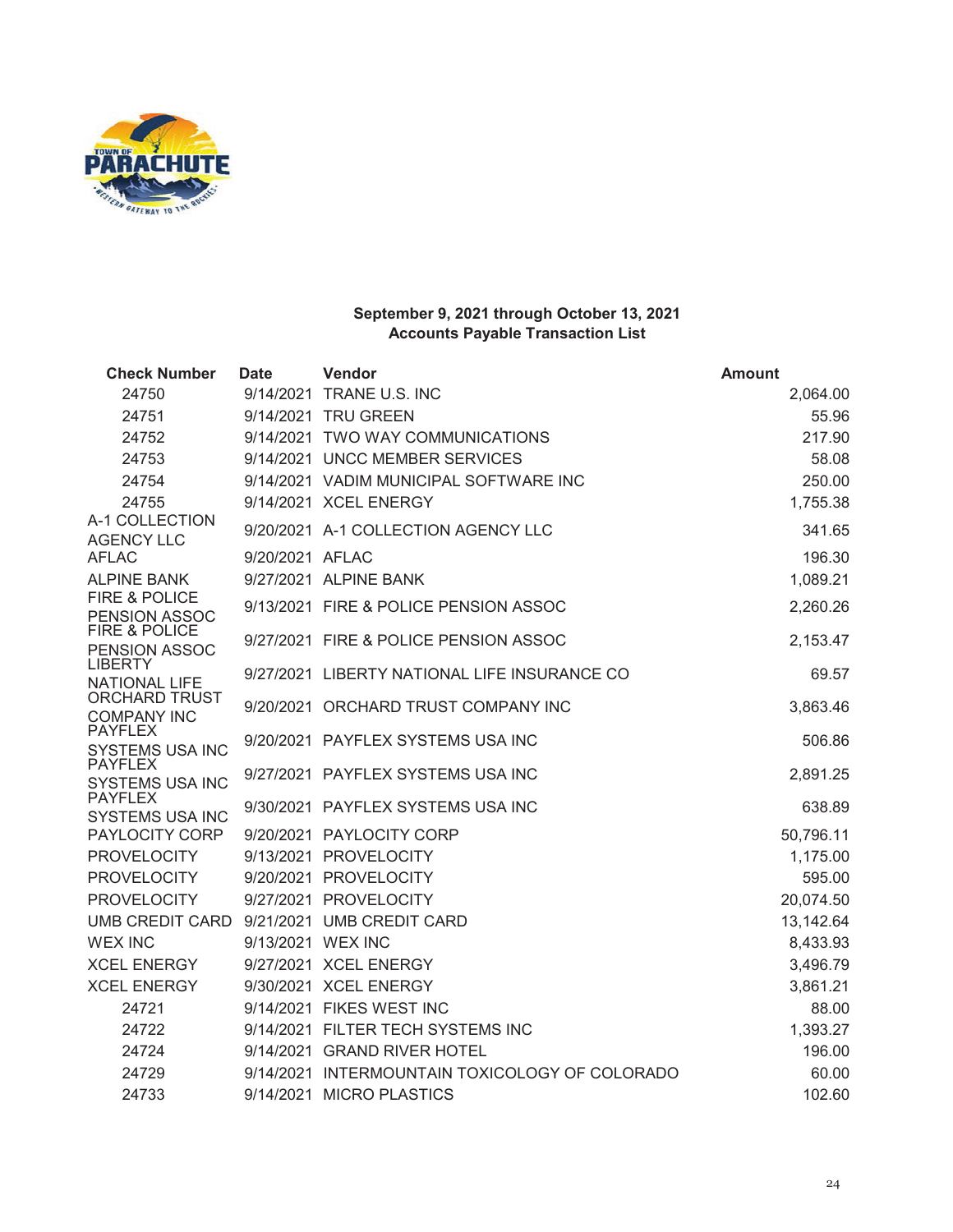**September 9, 2021 through October 13, 2021**
**Accounts Payable Transaction List**

| Check Number | Date | Vendor | Amount |
|---|---|---|---|
| 24750 | 9/14/2021 | TRANE U.S. INC | 2,064.00 |
| 24751 | 9/14/2021 | TRU GREEN | 55.96 |
| 24752 | 9/14/2021 | TWO WAY COMMUNICATIONS | 217.90 |
| 24753 | 9/14/2021 | UNCC MEMBER SERVICES | 58.08 |
| 24754 | 9/14/2021 | VADIM MUNICIPAL SOFTWARE INC | 250.00 |
| 24755 | 9/14/2021 | XCEL ENERGY | 1,755.38 |
| A-1 COLLECTION AGENCY LLC | 9/20/2021 | A-1 COLLECTION AGENCY LLC | 341.65 |
| AFLAC | 9/20/2021 | AFLAC | 196.30 |
| ALPINE BANK | 9/27/2021 | ALPINE BANK | 1,089.21 |
| FIRE & POLICE PENSION ASSOC | 9/13/2021 | FIRE & POLICE PENSION ASSOC | 2,260.26 |
| FIRE & POLICE PENSION ASSOC | 9/27/2021 | FIRE & POLICE PENSION ASSOC | 2,153.47 |
| LIBERTY NATIONAL LIFE | 9/27/2021 | LIBERTY NATIONAL LIFE INSURANCE CO | 69.57 |
| ORCHARD TRUST COMPANY INC | 9/20/2021 | ORCHARD TRUST COMPANY INC | 3,863.46 |
| PAYFLEX SYSTEMS USA INC | 9/20/2021 | PAYFLEX SYSTEMS USA INC | 506.86 |
| PAYFLEX SYSTEMS USA INC | 9/27/2021 | PAYFLEX SYSTEMS USA INC | 2,891.25 |
| PAYFLEX SYSTEMS USA INC | 9/30/2021 | PAYFLEX SYSTEMS USA INC | 638.89 |
| PAYLOCITY CORP | 9/20/2021 | PAYLOCITY CORP | 50,796.11 |
| PROVELOCITY | 9/13/2021 | PROVELOCITY | 1,175.00 |
| PROVELOCITY | 9/20/2021 | PROVELOCITY | 595.00 |
| PROVELOCITY | 9/27/2021 | PROVELOCITY | 20,074.50 |
| UMB CREDIT CARD | 9/21/2021 | UMB CREDIT CARD | 13,142.64 |
| WEX INC | 9/13/2021 | WEX INC | 8,433.93 |
| XCEL ENERGY | 9/27/2021 | XCEL ENERGY | 3,496.79 |
| XCEL ENERGY | 9/30/2021 | XCEL ENERGY | 3,861.21 |
| 24721 | 9/14/2021 | FIKES WEST INC | 88.00 |
| 24722 | 9/14/2021 | FILTER TECH SYSTEMS INC | 1,393.27 |
| 24724 | 9/14/2021 | GRAND RIVER HOTEL | 196.00 |
| 24729 | 9/14/2021 | INTERMOUNTAIN TOXICOLOGY OF COLORADO | 60.00 |
| 24733 | 9/14/2021 | MICRO PLASTICS | 102.60 |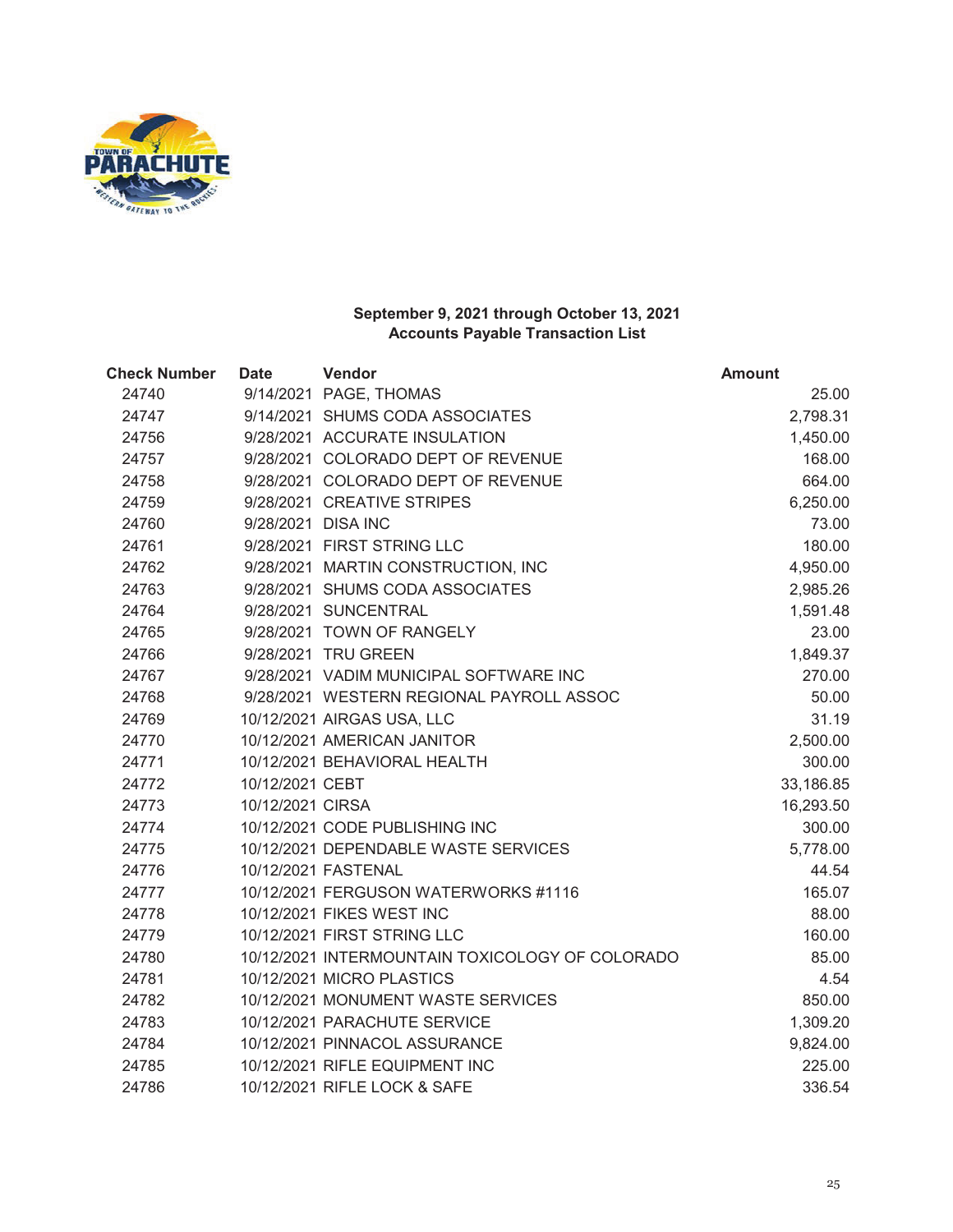**September 9, 2021 through October 13, 2021**
**Accounts Payable Transaction List**

| Check Number | Date | Vendor | Amount |
|---|---|---|---|
| 24740 | 9/14/2021 | PAGE, THOMAS | 25.00 |
| 24747 | 9/14/2021 | SHUMS CODA ASSOCIATES | 2,798.31 |
| 24756 | 9/28/2021 | ACCURATE INSULATION | 1,450.00 |
| 24757 | 9/28/2021 | COLORADO DEPT OF REVENUE | 168.00 |
| 24758 | 9/28/2021 | COLORADO DEPT OF REVENUE | 664.00 |
| 24759 | 9/28/2021 | CREATIVE STRIPES | 6,250.00 |
| 24760 | 9/28/2021 | DISA INC | 73.00 |
| 24761 | 9/28/2021 | FIRST STRING LLC | 180.00 |
| 24762 | 9/28/2021 | MARTIN CONSTRUCTION, INC | 4,950.00 |
| 24763 | 9/28/2021 | SHUMS CODA ASSOCIATES | 2,985.26 |
| 24764 | 9/28/2021 | SUNCENTRAL | 1,591.48 |
| 24765 | 9/28/2021 | TOWN OF RANGELY | 23.00 |
| 24766 | 9/28/2021 | TRU GREEN | 1,849.37 |
| 24767 | 9/28/2021 | VADIM MUNICIPAL SOFTWARE INC | 270.00 |
| 24768 | 9/28/2021 | WESTERN REGIONAL PAYROLL ASSOC | 50.00 |
| 24769 | 10/12/2021 | AIRGAS USA, LLC | 31.19 |
| 24770 | 10/12/2021 | AMERICAN JANITOR | 2,500.00 |
| 24771 | 10/12/2021 | BEHAVIORAL HEALTH | 300.00 |
| 24772 | 10/12/2021 | CEBT | 33,186.85 |
| 24773 | 10/12/2021 | CIRSA | 16,293.50 |
| 24774 | 10/12/2021 | CODE PUBLISHING INC | 300.00 |
| 24775 | 10/12/2021 | DEPENDABLE WASTE SERVICES | 5,778.00 |
| 24776 | 10/12/2021 | FASTENAL | 44.54 |
| 24777 | 10/12/2021 | FERGUSON WATERWORKS #1116 | 165.07 |
| 24778 | 10/12/2021 | FIKES WEST INC | 88.00 |
| 24779 | 10/12/2021 | FIRST STRING LLC | 160.00 |
| 24780 | 10/12/2021 | INTERMOUNTAIN TOXICOLOGY OF COLORADO | 85.00 |
| 24781 | 10/12/2021 | MICRO PLASTICS | 4.54 |
| 24782 | 10/12/2021 | MONUMENT WASTE SERVICES | 850.00 |
| 24783 | 10/12/2021 | PARACHUTE SERVICE | 1,309.20 |
| 24784 | 10/12/2021 | PINNACOL ASSURANCE | 9,824.00 |
| 24785 | 10/12/2021 | RIFLE EQUIPMENT INC | 225.00 |
| 24786 | 10/12/2021 | RIFLE LOCK & SAFE | 336.54 |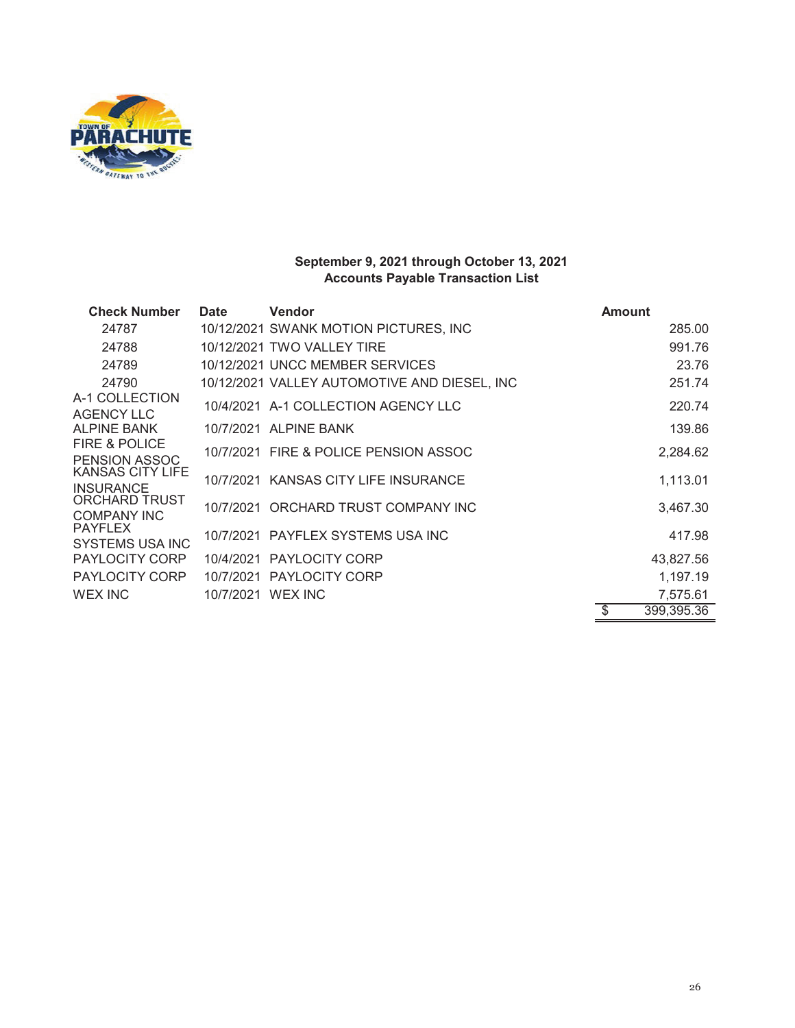**September 9, 2021 through October 13, 2021**
**Accounts Payable Transaction List**

| Check Number | Date | Vendor | Amount |
|---|---|---|---|
| 24787 | 10/12/2021 | SWANK MOTION PICTURES, INC | 285.00 |
| 24788 | 10/12/2021 | TWO VALLEY TIRE | 991.76 |
| 24789 | 10/12/2021 | UNCC MEMBER SERVICES | 23.76 |
| 24790 | 10/12/2021 | VALLEY AUTOMOTIVE AND DIESEL, INC | 251.74 |
| A-1 COLLECTION AGENCY LLC | 10/4/2021 | A-1 COLLECTION AGENCY LLC | 220.74 |
| ALPINE BANK | 10/7/2021 | ALPINE BANK | 139.86 |
| FIRE & POLICE PENSION ASSOC | 10/7/2021 | FIRE & POLICE PENSION ASSOC | 2,284.62 |
| KANSAS CITY LIFE INSURANCE | 10/7/2021 | KANSAS CITY LIFE INSURANCE | 1,113.01 |
| ORCHARD TRUST COMPANY INC | 10/7/2021 | ORCHARD TRUST COMPANY INC | 3,467.30 |
| PAYFLEX SYSTEMS USA INC | 10/7/2021 | PAYFLEX SYSTEMS USA INC | 417.98 |
| PAYLOCITY CORP | 10/4/2021 | PAYLOCITY CORP | 43,827.56 |
| PAYLOCITY CORP | 10/7/2021 | PAYLOCITY CORP | 1,197.19 |
| WEX INC | 10/7/2021 | WEX INC | 7,575.61 |
| | | | $ 399,395.36 |